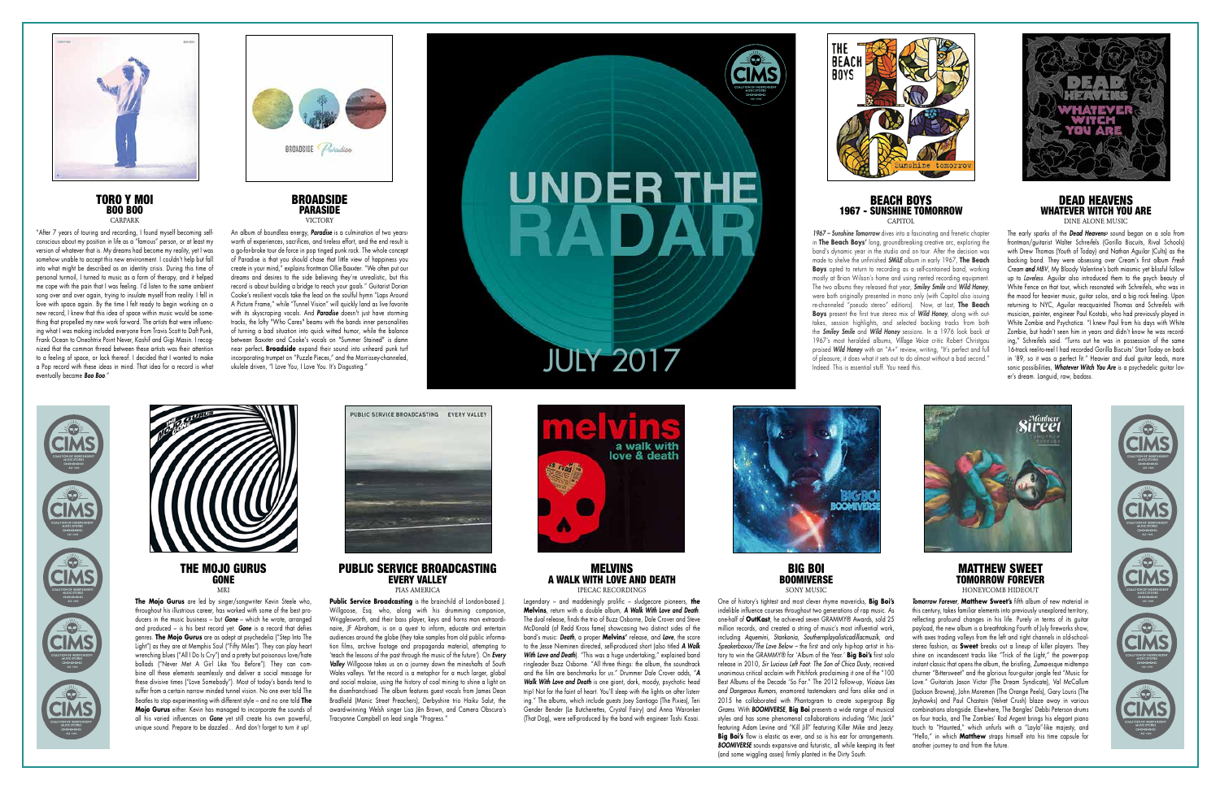# UNDER THE RADAR

JULY 2017

## TORO Y MOI
### BOO BOO
CARPARK

"After 7 years of touring and recording, I found myself becoming self-conscious about my position in life as a "famous" person, or at least my version of whatever that is. My dreams had become my reality, yet I was somehow unable to accept this new environment. I couldn't help but fall into what might be described as an identity crisis. During this time of personal turmoil, I turned to music as a form of therapy, and it helped me cope with the pain that I was feeling. I'd listen to the same ambient song over and over again, trying to insulate myself from reality. I fell in love with space again. By the time I felt ready to begin working on a new record, I knew that this idea of space within music would be something that propelled my new work forward. The artists that were influencing what I was making included everyone from Travis Scott to Daft Punk, Frank Ocean to Oneohtrix Point Never, Kashif and Gigi Masin. I recognized that the common thread between these artists was their attention to a feeling of space, or lack thereof. I decided that I wanted to make a Pop record with these ideas in mind. That idea for a record is what eventually became *Boo Boo*."

## BROADSIDE
### PARASIDE
VICTORY

An album of boundless energy, ***Paradise*** is a culmination of two years' worth of experiences, sacrifices, and tireless effort, and the end result is a go-for-broke tour de force in pop tinged punk rock. The whole concept of Paradise is that you should chase that little view of happiness you create in your mind," explains frontman Ollie Baxxter. "We often put our dreams and desires to the side believing they're unrealistic, but this record is about building a bridge to reach your goals." Guitarist Dorian Cooke's resilient vocals take the lead on the soulful hymn "Laps Around A Picture Frame," while "Tunnel Vision" will quickly land as live favorite with its skyscraping vocals. And ***Paradise*** doesn't just have storming tracks, the lofty "Who Cares" beams with the bands inner personalities of turning a bad situation into quick witted humor, while the balance between Baxxter and Cooke's vocals on "Summer Stained" is damn near perfect. **Broadside** expand their sound into unheard punk turf incorporating trumpet on "Puzzle Pieces," and the Morrissey-channeled, ukulele driven, "I Love You, I Love You. It's Disgusting."

## BEACH BOYS
### 1967 - SUNSHINE TOMORROW
CAPITOL

*1967 – Sunshine Tomorrow* dives into a fascinating and frenetic chapter in **The Beach Boys'** long, groundbreaking creative arc, exploring the band's dynamic year in the studio and on tour. After the decision was made to shelve the unfinished *SMiLE* album in early 1967, **The Beach Boys** opted to return to recording as a self-contained band, working mostly at Brian Wilson's home and using rented recording equipment. The two albums they released that year, ***Smiley Smile*** and ***Wild Honey***, were both originally presented in mono only (with Capitol also issuing re-channeled "pseudo stereo" editions). Now, at last, **The Beach Boys** present the first true stereo mix of ***Wild Honey***, along with outtakes, session highlights, and selected backing tracks from both the ***Smiley Smile*** and ***Wild Honey*** sessions. In a 1976 look back at 1967's most heralded albums, Village Voice critic Robert Christgau praised ***Wild Honey*** with an "A+" review, writing, "It's perfect and full of pleasure; it does what it sets out to do almost without a bad second." Indeed. This is essential stuff. You need this.

## DEAD HEAVENS
### WHATEVER WITCH YOU ARE
DINE ALONE MUSIC

The early sparks of the ***Dead Heavens*** sound began on a solo from frontman/guitarist Walter Schreifels (Gorilla Biscuits, Rival Schools) with Drew Thomas (Youth of Today) and Nathan Aguilar (Cults) as the backing band. They were obsessing over Cream's first album *Fresh Cream and MBV*, My Bloody Valentine's both miasmic yet blissful follow up to *Loveless*. Aguilar also introduced them to the psych beauty of White Fence on that tour, which resonated with Schreifels, who was in the mood for heavier music, guitar solos, and a big rock feeling. Upon returning to NYC, Aguilar reacquainted Thomas and Schreifels with musician, painter, engineer Paul Kostabi, who had previously played in White Zombie and Psychotica. "I knew Paul from his days with White Zombie, but hadn't seen him in years and didn't know he was recording," Schreifels said. "Turns out he was in possession of the same 16-track reel-to-reel I had recorded Gorilla Biscuits' Start Today on back in '89, so it was a perfect fit." Heavier and dual guitar leads, more sonic possibilities, ***Whatever Witch You Are*** is a psychedelic guitar lover's dream. Languid, raw, badass.

## THE MOJO GURUS
### GONE
MRI

**The Mojo Gurus** are led by singer/songwriter Kevin Steele who, throughout his illustrious career, has worked with some of the best producers in the music business – but ***Gone*** – which he wrote, arranged and produced – is his best record yet. ***Gone*** is a record that defies genres. **The Mojo Gurus** are as adept at psychedelia ("Step Into The Light") as they are at Memphis Soul ("Fifty Miles"). They can play heart wrenching blues ("All I Do Is Cry") and a pretty but poisonous love/hate ballads ("Never Met A Girl Like You Before"). They can combine all these elements seamlessly and deliver a social message for these divisive times ("Love Somebody"). Most of today's bands tend to suffer from a certain narrow minded tunnel vision. No one ever told The Beatles to stop experimenting with different style – and no one told **The Mojo Gurus** either. Kevin has managed to incorporate the sounds of all his varied influences on ***Gone*** yet still create his own powerful, unique sound. Prepare to be dazzled... And don't forget to turn it up!

## PUBLIC SERVICE BROADCASTING
### EVERY VALLEY
PIAS AMERICA

**Public Service Broadcasting** is the brainchild of London-based J. Willgoose, Esq. who, along with his drumming companion, Wrigglesworth, and their bass player, keys and horns man extraordinaire, JF Abraham, is on a quest to inform, educate and entertain audiences around the globe (they take samples from old public information films, archive footage and propaganda material, attempting to 'teach the lessons of the past through the music of the future'). On ***Every Valley*** Willgoose takes us on a journey down the mineshafts of South Wales valleys. Yet the record is a metaphor for a much larger, global and social malaise, using the history of coal mining to shine a light on the disenfranchised. The album features guest vocals from James Dean Bradfield (Manic Street Preachers), Derbyshire trio Haiku Salut, the award-winning Welsh singer Lisa Jên Brown, and Camera Obscura's Tracyanne Campbell on lead single "Progress."

## MELVINS
### A WALK WITH LOVE AND DEATH
IPECAC RECORDINGS

Legendary – and maddeningly prolific – sludgecore pioneers, **the Melvins**, return with a double album, ***A Walk With Love and Death***. The dual release, finds the trio of Buzz Osborne, Dale Crover and Steve McDonald (of Redd Kross fame) showcasing two distinct sides of the band's music: ***Death***, a proper **Melvins'** release, and ***Love***, the score to the Jesse Nieminen directed, self-produced short (also titled ***A Walk With Love and Death***). "This was a huge undertaking," explained band ringleader Buzz Osborne. "All three things: the album, the soundtrack and the film are benchmarks for us." Drummer Dale Crover adds, "***A Walk With Love and Death*** is one giant, dark, moody, psychotic head trip! Not for the faint of heart. You'll sleep with the lights on after listening." The albums, which include guests Joey Santiago (The Pixies), Teri Gender Bender (Le Butcherettes, Crystal Fairy) and Anna Waronker (That Dog), were self-produced by the band with engineer Toshi Kasai.

## BIG BOI
### BOOMIVERSE
SONY MUSIC

One of history's tightest and most clever rhyme mavericks, **Big Boi's** indelible influence courses throughout two generations of rap music. As one-half of **OutKast**, he achieved seven GRAMMY® Awards, sold 25 million records, and created a string of music's most influential work, including *Aquemini*, *Stankonia*, *Southernplayalisticadillacmuzik*, and *Speakerboxxx/The Love Below* – the first and only hip-hop artist in history to win the GRAMMY® for 'Album of the Year.' **Big Boi's** first solo release in 2010, *Sir Lucious Left Foot: The Son of Chico Dusty*, received unanimous critical acclaim with Pitchfork proclaiming it one of the "100 Best Albums of the Decade 'So Far." The 2012 follow-up, *Vicious Lies and Dangerous Rumors*, enamored tastemakers and fans alike and in 2015 he collaborated with Phantogram to create supergroup *Big Grams*. With ***BOOMIVERSE***, **Big Boi** presents a wide range of musical styles and has some phenomenal collaborations including "Mic Jack" featuring Adam Levine and "Kill Jill" featuring Killer Mike and Jeezy. **Big Boi's** flow is elastic as ever, and so is his ear for arrangements. ***BOOMIVERSE*** sounds expansive and futuristic, all while keeping its feet (and some wiggling asses) firmly planted in the Dirty South.

## MATTHEW SWEET
### TOMORROW FOREVER
HONEYCOMB HIDEOUT

*Tomorrow Forever*, **Matthew Sweet's** fifth album of new material in this century, takes familiar elements into previously unexplored territory, reflecting profound changes in his life. Purely in terms of its sonic payload, the new album is a breathtaking Fourth of July fireworks show, with axes trading volleys from the left and right channels in old-school-stereo fashion, as **Sweet** breaks out a lineup of killer players. They shine on incandescent tracks like "Trick of the Light," the power-pop instant classic that opens the album, the bristling, *Zuma*-esque midtempo churner "Bittersweet" and the glorious four-guitar jangle fest "Music for Love." Guitarists Jason Victor (The Dream Syndicate), Val McCallum (Jackson Browne), John Moremen (The Orange Peels), Gary Louris (The Jayhawks) and Paul Chastain (Velvet Crush) blaze away in various combinations alongside. Elsewhere, The Bangles' Debbi Peterson drums on four tracks, and The Zombies' Rod Argent brings his elegant piano touch to "Haunted," which unfurls with a "Layla"-like majesty, and "Hello," in which **Matthew** straps himself into his time capsule for another journey to and from the future.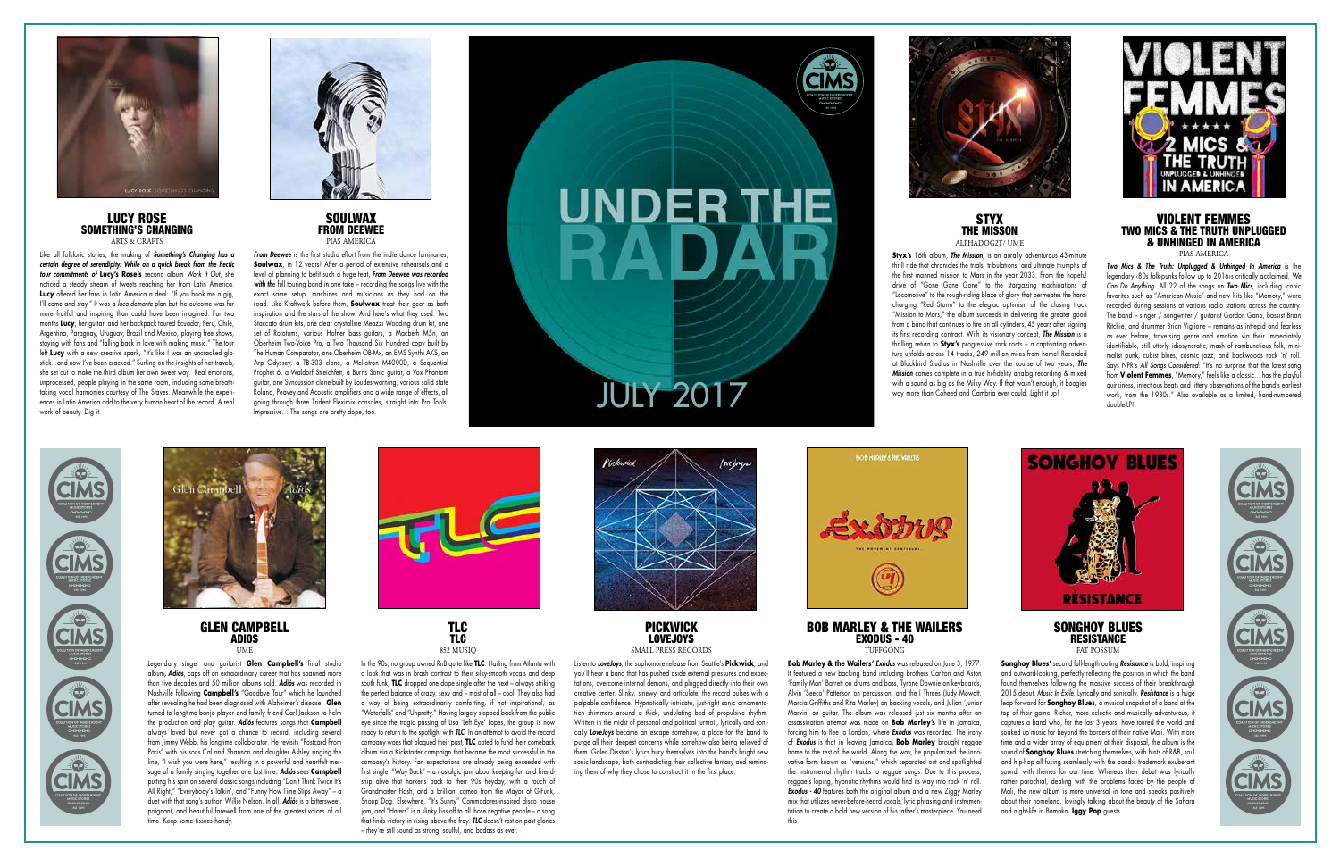# UNDER THE RADAR

JULY 2017

## LUCY ROSE
### SOMETHING'S CHANGING
ARTS & CRAFTS

Like all folkloric stories, the making of ***Something's Changing has a certain degree of serendipity. While on a quick break from the hectic tour commitments of Lucy's Rose's*** second album *Work It Out*, she noticed a steady stream of tweets reaching her from Latin America. **Lucy** offered her fans in Latin America a deal: "If you book me a gig, I'll come and stay." It was a *loco demente* plan but the outcome was far more fruitful and inspiring than could have been imagined. For two months **Lucy**, her guitar, and her backpack toured Ecuador, Peru, Chile, Argentina, Paraguay, Uruguay, Brazil and Mexico, playing free shows, staying with fans and "falling back in love with making music." The tour left **Lucy** with a new creative spark, "It's like I was an uncracked glo-stick...and now I've been cracked." Surfing on the insights of her travels, she set out to make the third album her own sweet way. Real emotions, unprocessed, people playing in the same room, including some breath-taking vocal harmonies courtesy of The Staves. Meanwhile the experiences in Latin America add to the very human heart of the record. A real work of beauty. Dig it.

## SOULWAX
### FROM DEEWEE
PIAS AMERICA

***From Deewee*** is the first studio effort from the indie dance luminaries, **Soulwax**, in 12 years! After a period of extensive rehearsals and a level of planning to befit such a huge feat, ***From Deewee was recorded with the*** full touring band in one take – recording the songs live with the exact same setup, machines and musicians as they had on the road. Like Kraftwerk before them, **Soulwax** treat their gear as both inspiration and the stars of the show. And here's what they used: Two Staccato drum kits, one clear crystalline Meazzi Wooding drum kit, one set of Rototoms, various Hofner bass guitars, a Macbeth M5n, an Oberheim Two-Voice Pro, a Two Thousand Six Hundred copy built by The Human Comparator, one Oberheim OB-Mx, an EMS Synthi AKS, an Arp Odyssey, a TB-303 clone, a Mellotron M4000D, a Sequential Prophet 6, a Waldorf Streichfett, a Burns Sonic guitar, a Vox Phantom guitar, one Syncussion clone built by Loudestwarning, various solid state Roland, Peavey and Acoustic amplifiers and a wide range of effects, all going through three Trident Fleximix consoles, straight into Pro Tools. Impressive... The songs are pretty dope, too.

## STYX
### THE MISSON
ALPHADOG2T/ UME

**Styx's** 16th album, ***The Mission***, is an aurally adventurous 43-minute thrill ride that chronicles the trials, tribulations, and ultimate triumphs of the first manned mission to Mars in the year 2033. From the hopeful drive of "Gone Gone Gone" to the stargazing machinations of "Locomotive" to the rough-riding blaze of glory that permeates the hard-charging "Red Storm" to the elegiac optimism of the closing track "Mission to Mars," the album succeeds in delivering the greater good from a band that continues to fire on all cylinders, 45 years after signing its first recording contract. With its visionary concept, ***The Mission*** is a thrilling return to **Styx's** progressive rock roots – a captivating adventure unfolds across 14 tracks, 249 million miles from home! Recorded at Blackbird Studios in Nashville over the course of two years, ***The Mission*** comes complete in a true hi-fidelity analog recording & mixed with a sound as big as the Milky Way. If that wasn't enough, it boogies way more than Coheed and Cambria ever could. Light it up!

## VIOLENT FEMMES
### TWO MICS & THE TRUTH UNPLUGGED & UNHINGED IN AMERICA
PIAS AMERICA

***Two Mics & The Truth: Unplugged & Unhinged In America*** is the legendary -80s folk-punks follow up to 2016's critically acclaimed, *We Can Do Anything*. All 22 of the songs on ***Two Mics***, including iconic favorites such as "American Music" and new hits like "Memory," were recorded during sessions at various radio stations across the country. The band – singer / songwriter / guitarist Gordon Gano, bassist Brian Ritchie, and drummer Brian Viglione – remains as intrepid and fearless as ever before, traversing genre and emotion via their immediately identifiable, still utterly idiosyncratic, mash of rambunctious folk, minimalist punk, cubist blues, cosmic jazz, and backwoods rock 'n' roll. Says NPR's *All Songs Considered*: "It's no surprise that the latest song from **Violent Femmes**, "Memory," feels like a classic... has the playful quirkiness, infectious beats and jittery observations of the band's earliest work, from the 1980s." Also available as a limited, hand-numbered double-LP!

## GLEN CAMPBELL
### ADIOS
UME

Legendary singer and guitarist **Glen Campbell's** final studio album, ***Adiós***, caps off an extraordinary career that has spanned more than five decades and 50 million albums sold. ***Adiós*** was recorded in Nashville following **Campbell's** "Goodbye Tour" which he launched after revealing he had been diagnosed with Alzheimer's disease. **Glen** turned to longtime banjo player and family friend Carl Jackson to helm the production and play guitar. ***Adiós*** features songs that **Campbell** always loved but never got a chance to record, including several from Jimmy Webb, his longtime collaborator. He revisits "Postcard From Paris" with his sons Cal and Shannon and daughter Ashley singing the line, "I wish you were here," resulting in a powerful and heartfelt message of a family singing together one last time. ***Adiós*** sees **Campbell** putting his spin on several classic songs including "Don't Think Twice It's All Right," "Everybody's Talkin', and "Funny How Time Slips Away" – a duet with that song's author, Willie Nelson. In all, ***Adiós*** is a bittersweet, poignant, and beautiful farewell from one of the greatest voices of all time. Keep some tissues handy.

## TLC
### TLC
852 MUSIQ

In the 90s, no group owned RnB quite like **TLC**. Hailing from Atlanta with a look that was in brash contrast to their silky-smooth vocals and deep south funk, **TLC** dropped one dope single after the next – always striking the perfect balance of crazy, sexy and – most of all – cool. They also had a way of being extraordinarily comforting, if not inspirational, as "Waterfalls" and "Unpretty." Having largely stepped back from the public eye since the tragic passing of Lisa 'Left Eye' Lopes, the group is now ready to return to the spotlight with ***TLC***. In an attempt to avoid the record company woes that plagued their past, **TLC** opted to fund their comeback album via a Kickstarter campaign that became the most successful in the company's history. Fan expectations are already being exceeded with first single, "Way Back" – a nostalgic jam about keeping fun and friendship alive that harkens back to their 90s heyday, with a touch of Grandmaster Flash, and a brilliant cameo from the Mayor of G-Funk, Snoop Dog. Elsewhere, "It's Sunny" Commodores-inspired disco house jam, and "Haters" is a slinky kiss-off to all those negative people – a song that finds victory in rising above the fray. ***TLC*** doesn't rest on past glories – they're still sound as strong, soulful, and badass as ever.

## PICKWICK
### LOVEJOYS
SMALL PRESS RECORDS

Listen to ***LoveJoys***, the sophomore release from Seattle's **Pickwick**, and you'll hear a band that has pushed aside external pressures and expectations, overcome internal demons, and plugged directly into their own creative center. Slinky, sinewy, and articulate, the record pulses with a palpable confidence. Hypnotically intricate, just-right sonic ornamentation shimmers around a thick, undulating bed of propulsive rhythm. Written in the midst of personal and political turmoil, lyrically and sonically ***LoveJoys*** became an escape somehow, a place for the band to purge all their deepest concerns while somehow also being relieved of them. Galen Disston's lyrics bury themselves into the band's bright new sonic landscape, both contradicting their collective fantasy and reminding them of why they chose to construct it in the first place.

## BOB MARLEY & THE WAILERS
### EXODUS - 40
TUFFGONG

**Bob Marley & the Wailers'** ***Exodus*** was released on June 3, 1977. It featured a new backing band including brothers Carlton and Aston 'Family Man' Barrett on drums and bass, Tyrone Downie on keyboards, Alvin 'Seeco' Patterson on percussion, and the I Threes (Judy Mowatt, Marcia Griffiths and Rita Marley) on backing vocals, and Julian 'Junior Marvin' on guitar. The album was released just six months after an assassination attempt was made on **Bob Marley's** life in Jamaica, forcing him to flee to London, where ***Exodus*** was recorded. The irony of ***Exodus*** is that in leaving Jamaica, **Bob Marley** brought reggae home to the rest of the world. Along the way, he popularized the innovative form known as "versions," which separated out and spotlighted the instrumental rhythm tracks to reggae songs. Due to this process, reggae's loping, hypnotic rhythms would find its way into rock 'n' roll. ***Exodus - 40*** features both the original album and a new Ziggy Marley mix that utilizes never-before-heard vocals, lyric phrasing and instrumentation to create a bold new version of his father's masterpiece. You need this.

## SONGHOY BLUES
### RESISTANCE
FAT POSSUM

**Songhoy Blues'** second full-length outing ***Résistance*** is bold, inspiring and outward-looking, perfectly reflecting the position in which the band found themselves following the massive success of their breakthrough 2015 debut, *Music In Exile*. Lyrically and sonically, ***Resistance*** is a huge leap forward for **Songhoy Blues**, a musical snapshot of a band at the top of their game. Richer, more eclectic and musically adventurous, it captures a band who, for the last 3 years, have toured the world and soaked up music far beyond the borders of their native Mali. With more time and a wider array of equipment at their disposal, the album is the sound of **Songhoy Blues** stretching themselves, with hints of R&B, soul and hip-hop all fusing seamlessly with the band's trademark exuberant sound, with themes for our time. Whereas their debut was lyrically rather parochial, dealing with the problems faced by the people of Mali, the new album is more universal in tone and speaks positively about their homeland, lovingly talking about the beauty of the Sahara and nightlife in Bamako. **Iggy Pop** guests.